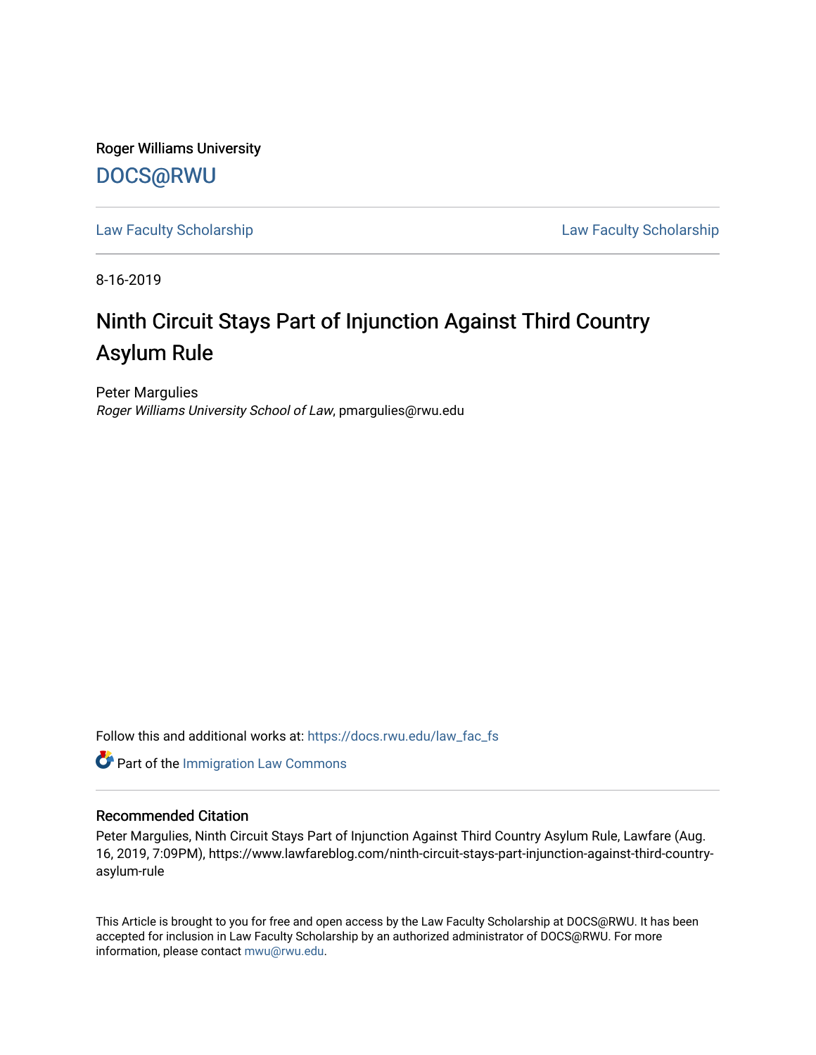Roger Williams University

DOCS@RWU

Law Faculty Scholarship | Law Faculty Scholarship

8-16-2019

# Ninth Circuit Stays Part of Injunction Against Third Country Asylum Rule

Peter Margulies
*Roger Williams University School of Law*, pmargulies@rwu.edu

Follow this and additional works at: https://docs.rwu.edu/law_fac_fs

Part of the Immigration Law Commons

## Recommended Citation

Peter Margulies, Ninth Circuit Stays Part of Injunction Against Third Country Asylum Rule, Lawfare (Aug. 16, 2019, 7:09PM), https://www.lawfareblog.com/ninth-circuit-stays-part-injunction-against-third-country-asylum-rule

This Article is brought to you for free and open access by the Law Faculty Scholarship at DOCS@RWU. It has been accepted for inclusion in Law Faculty Scholarship by an authorized administrator of DOCS@RWU. For more information, please contact mwu@rwu.edu.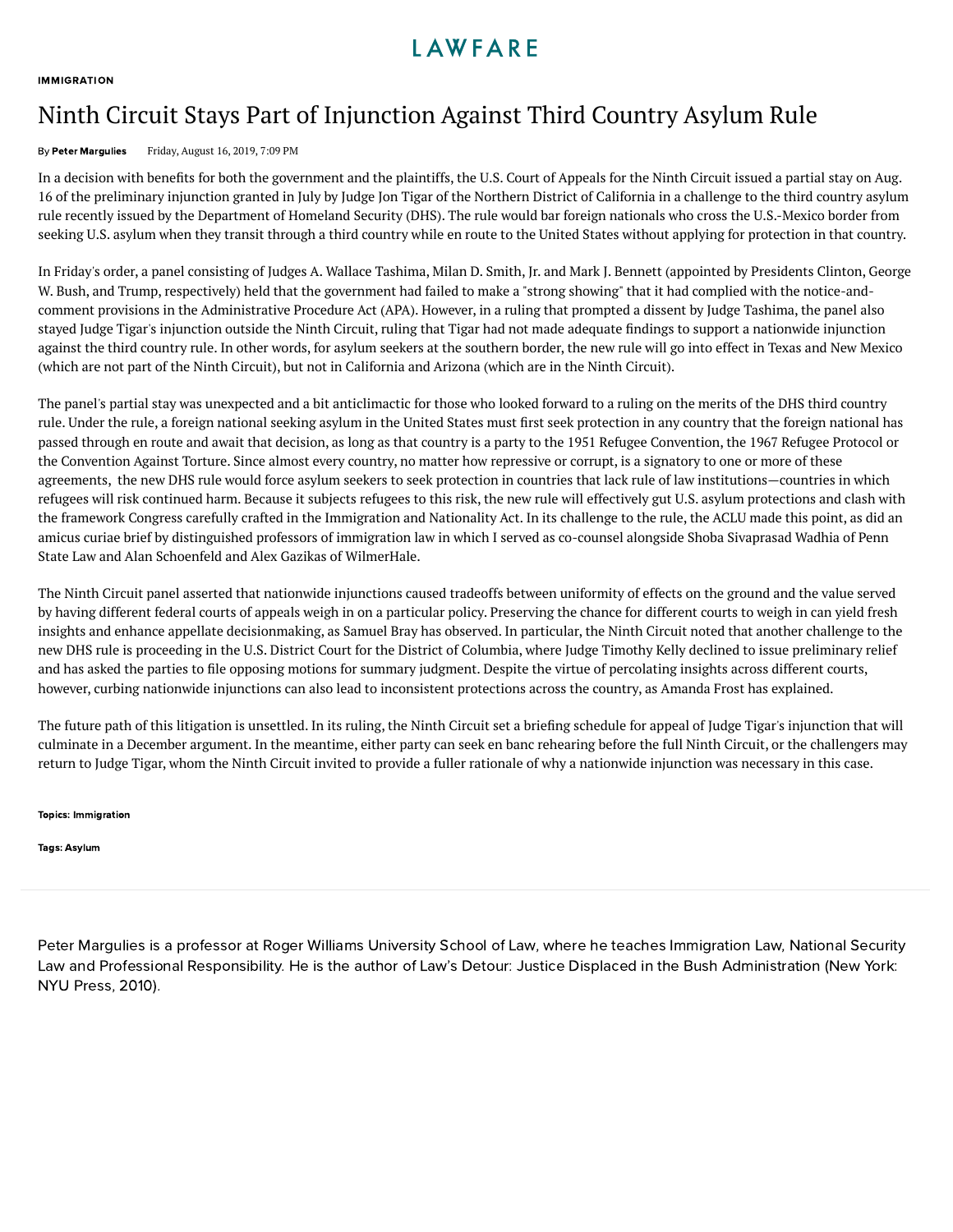**IMMIGRATION**

# Ninth Circuit Stays Part of Injunction Against Third Country Asylum Rule

By **Peter Margulies** Friday, August 16, 2019, 7:09 PM

In a decision with benefits for both the government and the plaintiffs, the U.S. Court of Appeals for the Ninth Circuit issued a partial stay on Aug. 16 of the preliminary injunction granted in July by Judge Jon Tigar of the Northern District of California in a challenge to the third country asylum rule recently issued by the Department of Homeland Security (DHS). The rule would bar foreign nationals who cross the U.S.-Mexico border from seeking U.S. asylum when they transit through a third country while en route to the United States without applying for protection in that country.

In Friday's order, a panel consisting of Judges A. Wallace Tashima, Milan D. Smith, Jr. and Mark J. Bennett (appointed by Presidents Clinton, George W. Bush, and Trump, respectively) held that the government had failed to make a "strong showing" that it had complied with the notice-and-comment provisions in the Administrative Procedure Act (APA). However, in a ruling that prompted a dissent by Judge Tashima, the panel also stayed Judge Tigar's injunction outside the Ninth Circuit, ruling that Tigar had not made adequate findings to support a nationwide injunction against the third country rule. In other words, for asylum seekers at the southern border, the new rule will go into effect in Texas and New Mexico (which are not part of the Ninth Circuit), but not in California and Arizona (which are in the Ninth Circuit).

The panel's partial stay was unexpected and a bit anticlimactic for those who looked forward to a ruling on the merits of the DHS third country rule. Under the rule, a foreign national seeking asylum in the United States must first seek protection in any country that the foreign national has passed through en route and await that decision, as long as that country is a party to the 1951 Refugee Convention, the 1967 Refugee Protocol or the Convention Against Torture. Since almost every country, no matter how repressive or corrupt, is a signatory to one or more of these agreements, the new DHS rule would force asylum seekers to seek protection in countries that lack rule of law institutions—countries in which refugees will risk continued harm. Because it subjects refugees to this risk, the new rule will effectively gut U.S. asylum protections and clash with the framework Congress carefully crafted in the Immigration and Nationality Act. In its challenge to the rule, the ACLU made this point, as did an amicus curiae brief by distinguished professors of immigration law in which I served as co-counsel alongside Shoba Sivaprasad Wadhia of Penn State Law and Alan Schoenfeld and Alex Gazikas of WilmerHale.

The Ninth Circuit panel asserted that nationwide injunctions caused tradeoffs between uniformity of effects on the ground and the value served by having different federal courts of appeals weigh in on a particular policy. Preserving the chance for different courts to weigh in can yield fresh insights and enhance appellate decisionmaking, as Samuel Bray has observed. In particular, the Ninth Circuit noted that another challenge to the new DHS rule is proceeding in the U.S. District Court for the District of Columbia, where Judge Timothy Kelly declined to issue preliminary relief and has asked the parties to file opposing motions for summary judgment. Despite the virtue of percolating insights across different courts, however, curbing nationwide injunctions can also lead to inconsistent protections across the country, as Amanda Frost has explained.

The future path of this litigation is unsettled. In its ruling, the Ninth Circuit set a briefing schedule for appeal of Judge Tigar's injunction that will culminate in a December argument. In the meantime, either party can seek en banc rehearing before the full Ninth Circuit, or the challengers may return to Judge Tigar, whom the Ninth Circuit invited to provide a fuller rationale of why a nationwide injunction was necessary in this case.

**Topics: Immigration**

**Tags: Asylum**

Peter Margulies is a professor at Roger Williams University School of Law, where he teaches Immigration Law, National Security Law and Professional Responsibility. He is the author of Law's Detour: Justice Displaced in the Bush Administration (New York: NYU Press, 2010).